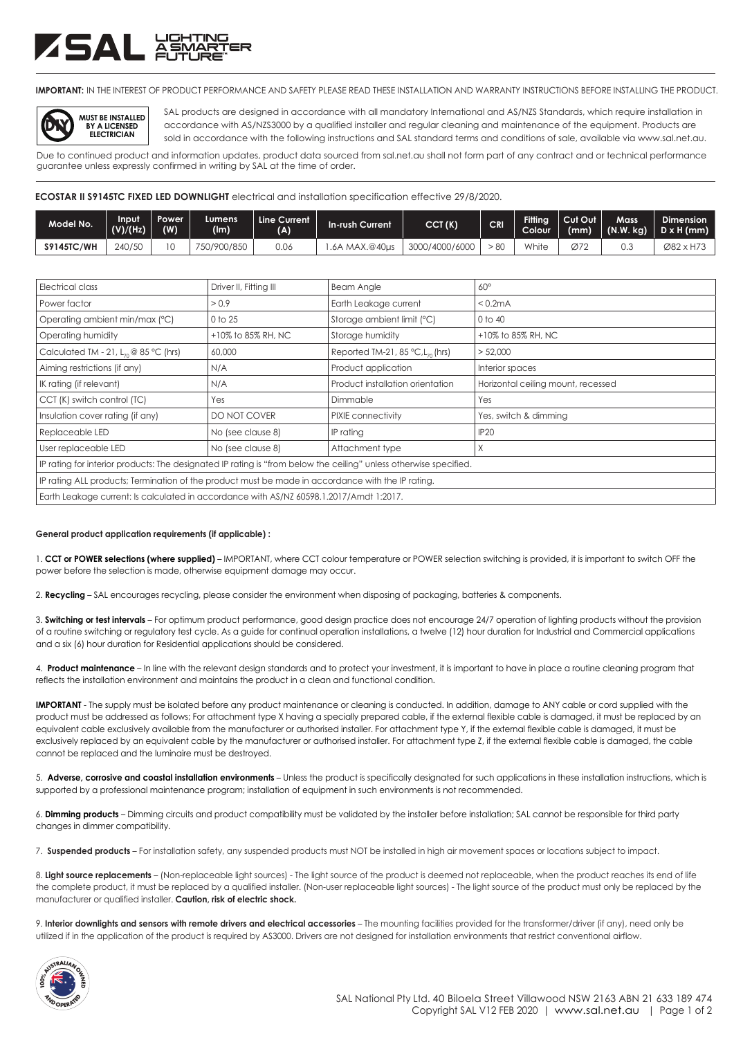**IMPORTANT:** IN THE INTEREST OF PRODUCT PERFORMANCE AND SAFETY PLEASE READ THESE INSTALLATION AND WARRANTY INSTRUCTIONS BEFORE INSTALLING THE PRODUCT.

**MUST BE INSTALLED BY A LICENSED ELECTRICIAN**

SAL products are designed in accordance with all mandatory International and AS/NZS Standards, which require installation in accordance with AS/NZS3000 by a qualified installer and regular cleaning and maintenance of the equipment. Products are sold in accordance with the following instructions and SAL standard terms and conditions of sale, available via www.sal.net.au.

Due to continued product and information updates, product data sourced from sal.net.au shall not form part of any contract and or technical performance guarantee unless expressly confirmed in writing by SAL at the time of order.

**ECOSTAR II S9145TC FIXED LED DOWNLIGHT** electrical and installation specification effective 29/8/2020.

| Model No. | Input (V)/(Hz) | Power (W) | Lumens (lm) | Line Current (A) | In-rush Current | CCT (K) | CRI | Fitting Colour | Cut Out (mm) | Mass (N.W. kg) | Dimension D x H (mm) |
|---|---|---|---|---|---|---|---|---|---|---|---|
| S9145TC/WH | 240/50 | 10 | 750/900/850 | 0.06 | 1.6A MAX.@40μs | 3000/4000/6000 | > 80 | White | Ø72 | 0.3 | Ø82 x H73 |

| | | | |
|---|---|---|---|
| Electrical class | Driver II, Fitting III | Beam Angle | 60° |
| Power factor | > 0.9 | Earth Leakage current | < 0.2mA |
| Operating ambient min/max (°C) | 0 to 25 | Storage ambient limit (°C) | 0 to 40 |
| Operating humidity | +10% to 85% RH, NC | Storage humidity | +10% to 85% RH, NC |
| Calculated TM - 21, $L_{70}$ @ 85 °C (hrs) | 60,000 | Reported TM-21, 85 °C, $L_{70}$ (hrs) | > 52,000 |
| Aiming restrictions (if any) | N/A | Product application | Interior spaces |
| IK rating (if relevant) | N/A | Product installation orientation | Horizontal ceiling mount, recessed |
| CCT (K) switch control (TC) | Yes | Dimmable | Yes |
| Insulation cover rating (if any) | DO NOT COVER | PIXIE connectivity | Yes, switch & dimming |
| Replaceable LED | No (see clause 8) | IP rating | IP20 |
| User replaceable LED | No (see clause 8) | Attachment type | X |
| IP rating for interior products: The designated IP rating is "from below the ceiling" unless otherwise specified. | | | |
| IP rating ALL products; Termination of the product must be made in accordance with the IP rating. | | | |
| Earth Leakage current: Is calculated in accordance with AS/NZ 60598.1.2017/Amdt 1:2017. | | | |

**General product application requirements (if applicable) :**

1. **CCT or POWER selections (where supplied)** – IMPORTANT, where CCT colour temperature or POWER selection switching is provided, it is important to switch OFF the power before the selection is made, otherwise equipment damage may occur.

2. **Recycling** – SAL encourages recycling, please consider the environment when disposing of packaging, batteries & components.

3. **Switching or test intervals** – For optimum product performance, good design practice does not encourage 24/7 operation of lighting products without the provision of a routine switching or regulatory test cycle. As a guide for continual operation installations, a twelve (12) hour duration for Industrial and Commercial applications and a six (6) hour duration for Residential applications should be considered.

4. **Product maintenance** – In line with the relevant design standards and to protect your investment, it is important to have in place a routine cleaning program that reflects the installation environment and maintains the product in a clean and functional condition.

**IMPORTANT** - The supply must be isolated before any product maintenance or cleaning is conducted. In addition, damage to ANY cable or cord supplied with the product must be addressed as follows; For attachment type X having a specially prepared cable, if the external flexible cable is damaged, it must be replaced by an equivalent cable exclusively available from the manufacturer or authorised installer. For attachment type Y, if the external flexible cable is damaged, it must be exclusively replaced by an equivalent cable by the manufacturer or authorised installer. For attachment type Z, if the external flexible cable is damaged, the cable cannot be replaced and the luminaire must be destroyed.

5. **Adverse, corrosive and coastal installation environments** – Unless the product is specifically designated for such applications in these installation instructions, which is supported by a professional maintenance program; installation of equipment in such environments is not recommended.

6. **Dimming products** – Dimming circuits and product compatibility must be validated by the installer before installation; SAL cannot be responsible for third party changes in dimmer compatibility.

7. **Suspended products** – For installation safety, any suspended products must NOT be installed in high air movement spaces or locations subject to impact.

8. **Light source replacements** – (Non-replaceable light sources) - The light source of the product is deemed not replaceable, when the product reaches its end of life the complete product, it must be replaced by a qualified installer. (Non-user replaceable light sources) - The light source of the product must only be replaced by the manufacturer or qualified installer. **Caution, risk of electric shock.**

9. **Interior downlights and sensors with remote drivers and electrical accessories** – The mounting facilities provided for the transformer/driver (if any), need only be utilized if in the application of the product is required by AS3000. Drivers are not designed for installation environments that restrict conventional airflow.

SAL National Pty Ltd. 40 Biloela Street Villawood NSW 2163 ABN 21 633 189 474
Copyright SAL V12 FEB 2020 | www.sal.net.au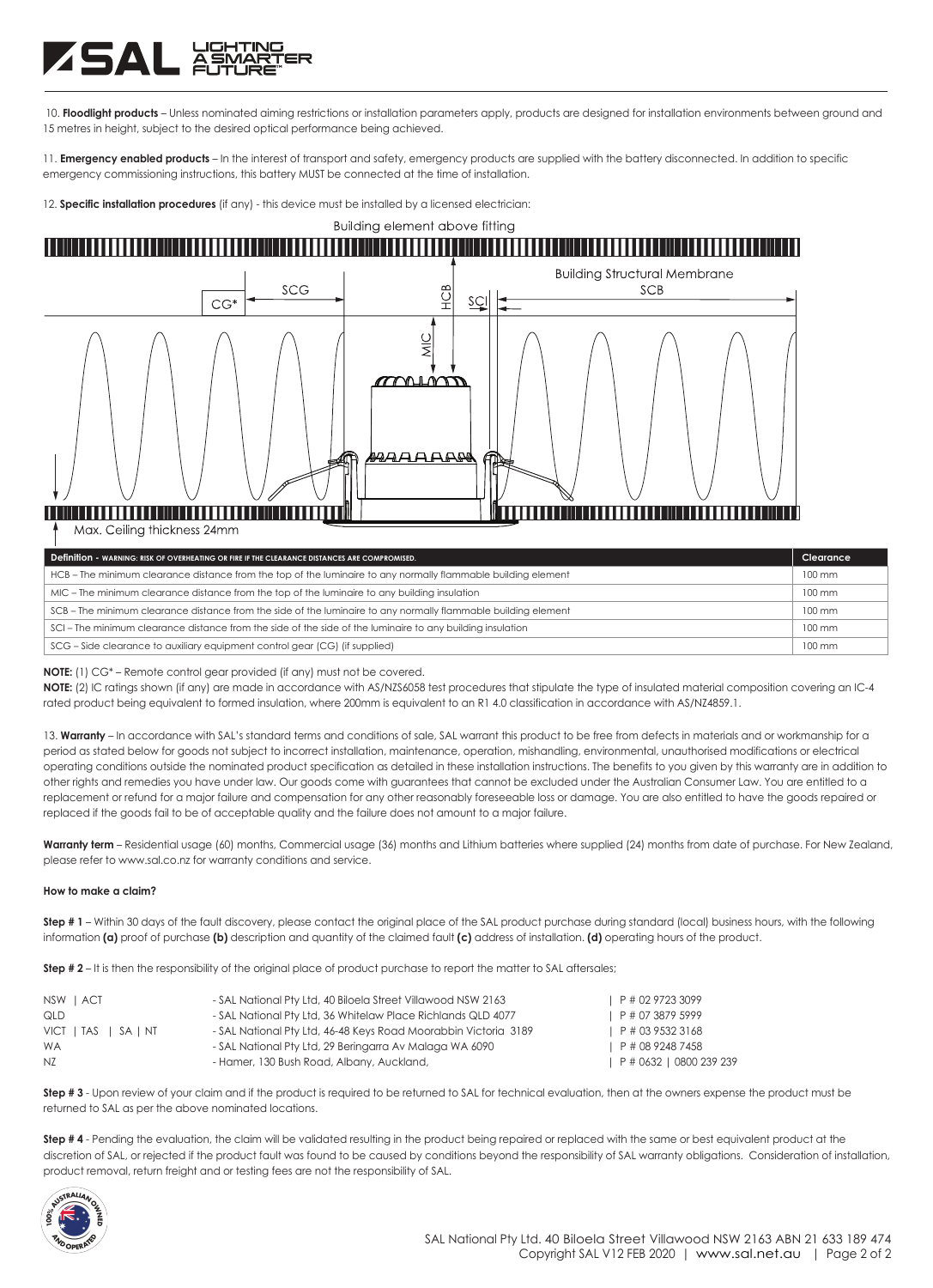10. **Floodlight products** – Unless nominated aiming restrictions or installation parameters apply, products are designed for installation environments between ground and 15 metres in height, subject to the desired optical performance being achieved.

11. **Emergency enabled products** – In the interest of transport and safety, emergency products are supplied with the battery disconnected. In addition to specific emergency commissioning instructions, this battery MUST be connected at the time of installation.

12. **Specific installation procedures** (if any) - this device must be installed by a licensed electrician:

Building element above fitting

Building Structural Membrane

SCG

CG*

HCB

SCI

SCB

MIC

Max. Ceiling thickness 24mm

| Definition - WARNING: RISK OF OVERHEATING OR FIRE IF THE CLEARANCE DISTANCES ARE COMPROMISED. | Clearance |
|---|---|
| HCB – The minimum clearance distance from the top of the luminaire to any normally flammable building element | 100 mm |
| MIC – The minimum clearance distance from the top of the luminaire to any building insulation | 100 mm |
| SCB – The minimum clearance distance from the side of the luminaire to any normally flammable building element | 100 mm |
| SCI – The minimum clearance distance from the side of the side of the luminaire to any building insulation | 100 mm |
| SCG – Side clearance to auxiliary equipment control gear (CG) (if supplied) | 100 mm |

**NOTE:** (1) CG* – Remote control gear provided (if any) must not be covered.
**NOTE:** (2) IC ratings shown (if any) are made in accordance with AS/NZS6058 test procedures that stipulate the type of insulated material composition covering an IC-4 rated product being equivalent to formed insulation, where 200mm is equivalent to an R1 4.0 classification in accordance with AS/NZ4859.1.

13. **Warranty** – In accordance with SAL's standard terms and conditions of sale, SAL warrant this product to be free from defects in materials and or workmanship for a period as stated below for goods not subject to incorrect installation, maintenance, operation, mishandling, environmental, unauthorised modifications or electrical operating conditions outside the nominated product specification as detailed in these installation instructions. The benefits to you given by this warranty are in addition to other rights and remedies you have under law. Our goods come with guarantees that cannot be excluded under the Australian Consumer Law. You are entitled to a replacement or refund for a major failure and compensation for any other reasonably foreseeable loss or damage. You are also entitled to have the goods repaired or replaced if the goods fail to be of acceptable quality and the failure does not amount to a major failure.

**Warranty term** – Residential usage (60) months, Commercial usage (36) months and Lithium batteries where supplied (24) months from date of purchase. For New Zealand, please refer to www.sal.co.nz for warranty conditions and service.

**How to make a claim?**

**Step # 1** – Within 30 days of the fault discovery, please contact the original place of the SAL product purchase during standard (local) business hours, with the following information **(a)** proof of purchase **(b)** description and quantity of the claimed fault **(c)** address of installation. **(d)** operating hours of the product.

**Step # 2** – It is then the responsibility of the original place of product purchase to report the matter to SAL aftersales;

| | | |
|---|---|---|
| NSW \| ACT | - SAL National Pty Ltd, 40 Biloela Street Villawood NSW 2163 | P # 02 9723 3099 |
| QLD | - SAL National Pty Ltd, 36 Whitelaw Place Richlands QLD 4077 | P # 07 3879 5999 |
| VICT \| TAS \| SA \| NT | - SAL National Pty Ltd, 46-48 Keys Road Moorabbin Victoria 3189 | P # 03 9532 3168 |
| WA | - SAL National Pty Ltd, 29 Beringarra Av Malaga WA 6090 | P # 08 9248 7458 |
| NZ | - Hamer, 130 Bush Road, Albany, Auckland, | P # 0632 \| 0800 239 239 |

**Step # 3** - Upon review of your claim and if the product is required to be returned to SAL for technical evaluation, then at the owners expense the product must be returned to SAL as per the above nominated locations.

**Step # 4** - Pending the evaluation, the claim will be validated resulting in the product being repaired or replaced with the same or best equivalent product at the discretion of SAL, or rejected if the product fault was found to be caused by conditions beyond the responsibility of SAL warranty obligations. Consideration of installation, product removal, return freight and or testing fees are not the responsibility of SAL.

SAL National Pty Ltd. 40 Biloela Street Villawood NSW 2163 ABN 21 633 189 474
Copyright SAL V12 FEB 2020 | www.sal.net.au